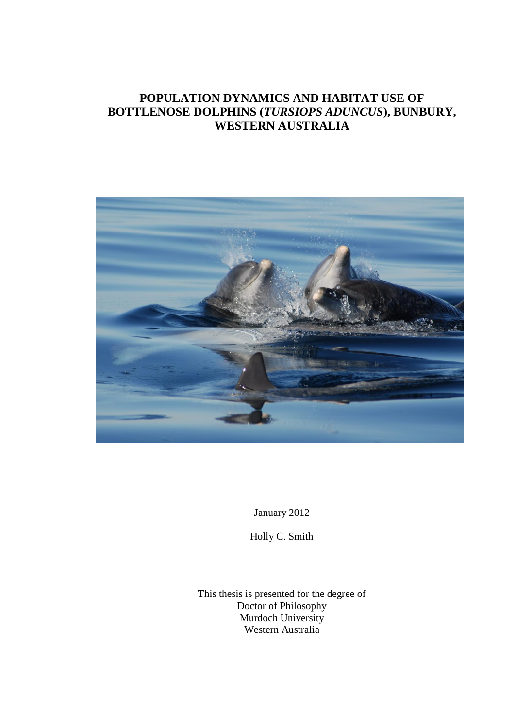# POPULATION DYNAMICS AND HABITAT USE OF BOTTLENOSE DOLPHINS (*TURSIOPS ADUNCUS*), BUNBURY, WESTERN AUSTRALIA

January 2012

Holly C. Smith

This thesis is presented for the degree of
Doctor of Philosophy
Murdoch University
Western Australia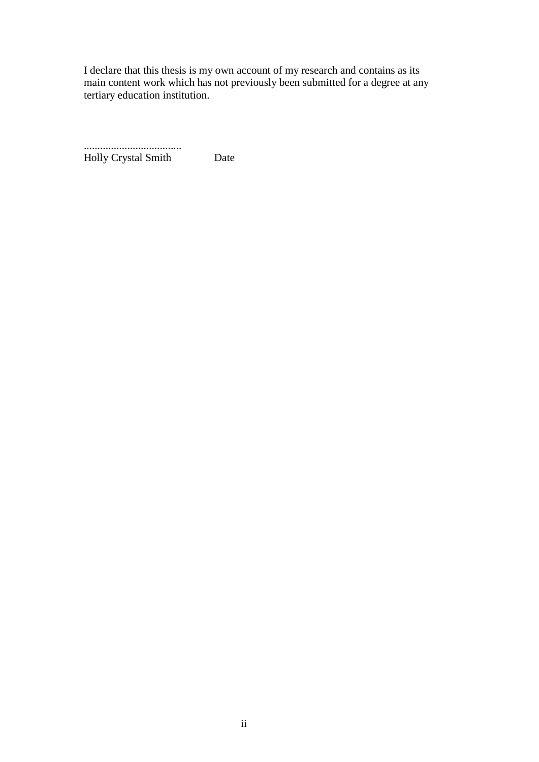I declare that this thesis is my own account of my research and contains as its main content work which has not previously been submitted for a degree at any tertiary education institution.

....................................
Holly Crystal Smith                Date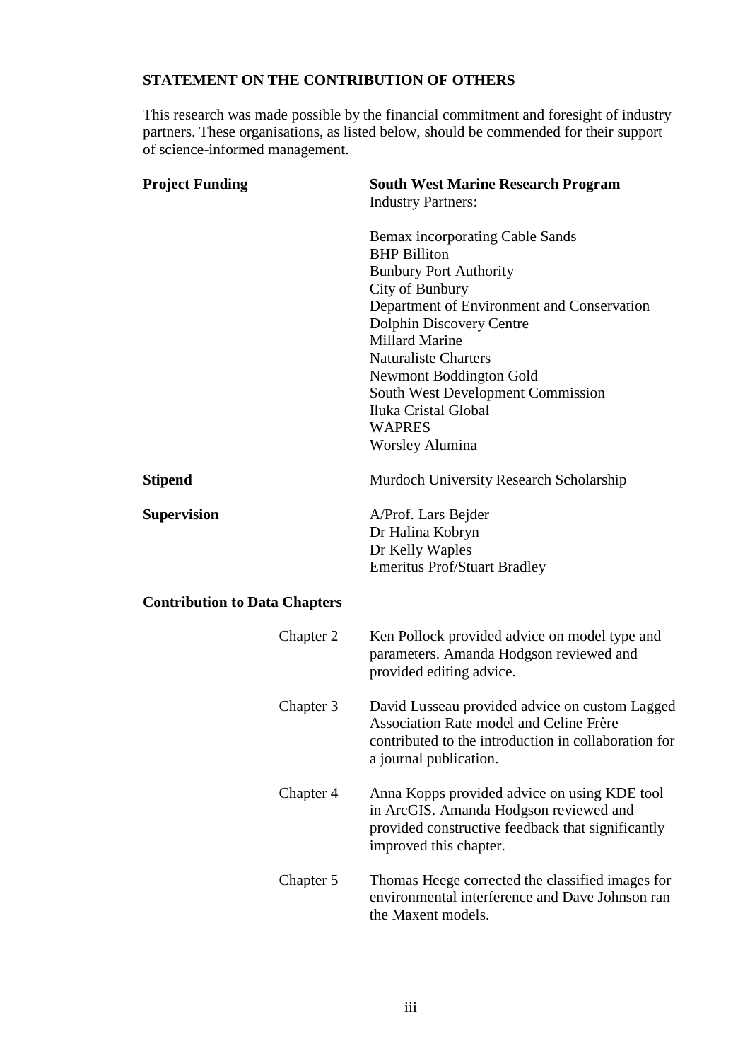## STATEMENT ON THE CONTRIBUTION OF OTHERS

This research was made possible by the financial commitment and foresight of industry partners. These organisations, as listed below, should be commended for their support of science-informed management.

**Project Funding**

**South West Marine Research Program**
Industry Partners:

- Bemax incorporating Cable Sands
- BHP Billiton
- Bunbury Port Authority
- City of Bunbury
- Department of Environment and Conservation
- Dolphin Discovery Centre
- Millard Marine
- Naturaliste Charters
- Newmont Boddington Gold
- South West Development Commission
- Iluka Cristal Global
- WAPRES
- Worsley Alumina

**Stipend**

Murdoch University Research Scholarship

**Supervision**

A/Prof. Lars Bejder
Dr Halina Kobryn
Dr Kelly Waples
Emeritus Prof/Stuart Bradley

**Contribution to Data Chapters**

Chapter 2 — Ken Pollock provided advice on model type and parameters. Amanda Hodgson reviewed and provided editing advice.

Chapter 3 — David Lusseau provided advice on custom Lagged Association Rate model and Celine Frère contributed to the introduction in collaboration for a journal publication.

Chapter 4 — Anna Kopps provided advice on using KDE tool in ArcGIS. Amanda Hodgson reviewed and provided constructive feedback that significantly improved this chapter.

Chapter 5 — Thomas Heege corrected the classified images for environmental interference and Dave Johnson ran the Maxent models.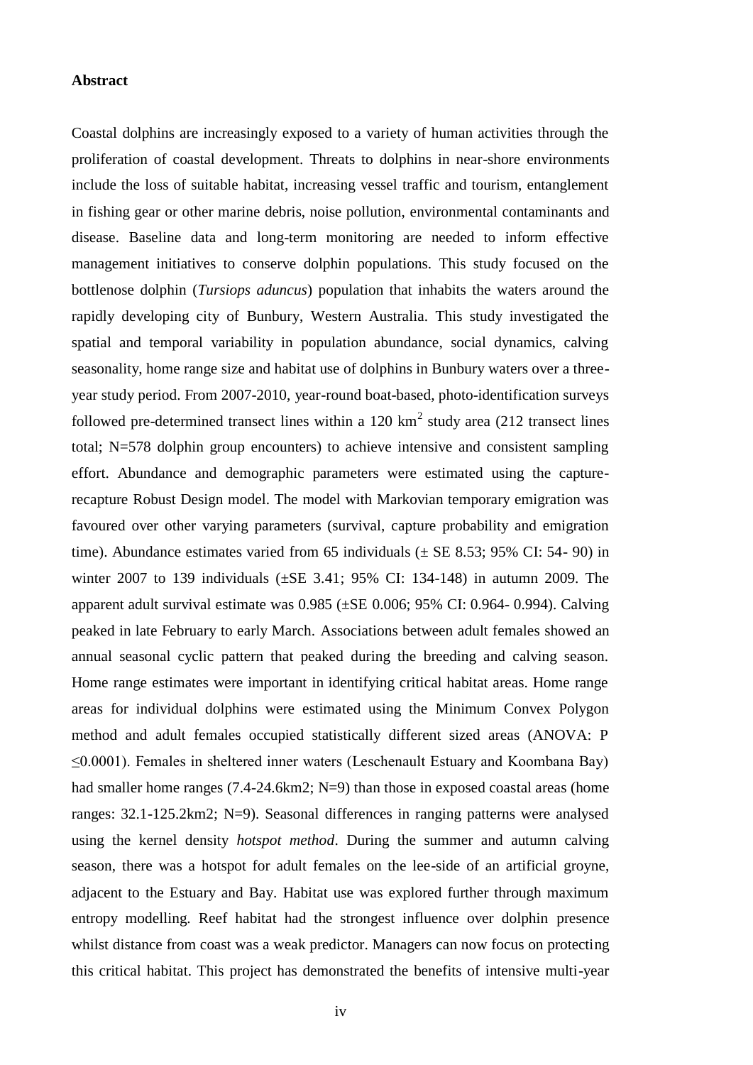**Abstract**

Coastal dolphins are increasingly exposed to a variety of human activities through the proliferation of coastal development. Threats to dolphins in near-shore environments include the loss of suitable habitat, increasing vessel traffic and tourism, entanglement in fishing gear or other marine debris, noise pollution, environmental contaminants and disease. Baseline data and long-term monitoring are needed to inform effective management initiatives to conserve dolphin populations. This study focused on the bottlenose dolphin (*Tursiops aduncus*) population that inhabits the waters around the rapidly developing city of Bunbury, Western Australia. This study investigated the spatial and temporal variability in population abundance, social dynamics, calving seasonality, home range size and habitat use of dolphins in Bunbury waters over a three-year study period. From 2007-2010, year-round boat-based, photo-identification surveys followed pre-determined transect lines within a 120 $km^2$ study area (212 transect lines total; N=578 dolphin group encounters) to achieve intensive and consistent sampling effort. Abundance and demographic parameters were estimated using the capture-recapture Robust Design model. The model with Markovian temporary emigration was favoured over other varying parameters (survival, capture probability and emigration time). Abundance estimates varied from 65 individuals ($\pm$ SE 8.53; 95% CI: 54- 90) in winter 2007 to 139 individuals ($\pm$SE 3.41; 95% CI: 134-148) in autumn 2009. The apparent adult survival estimate was 0.985 ($\pm$SE 0.006; 95% CI: 0.964- 0.994). Calving peaked in late February to early March. Associations between adult females showed an annual seasonal cyclic pattern that peaked during the breeding and calving season. Home range estimates were important in identifying critical habitat areas. Home range areas for individual dolphins were estimated using the Minimum Convex Polygon method and adult females occupied statistically different sized areas (ANOVA: $P \leq 0.0001$). Females in sheltered inner waters (Leschenault Estuary and Koombana Bay) had smaller home ranges (7.4-24.6km2; N=9) than those in exposed coastal areas (home ranges: 32.1-125.2km2; N=9). Seasonal differences in ranging patterns were analysed using the kernel density *hotspot method*. During the summer and autumn calving season, there was a hotspot for adult females on the lee-side of an artificial groyne, adjacent to the Estuary and Bay. Habitat use was explored further through maximum entropy modelling. Reef habitat had the strongest influence over dolphin presence whilst distance from coast was a weak predictor. Managers can now focus on protecting this critical habitat. This project has demonstrated the benefits of intensive multi-year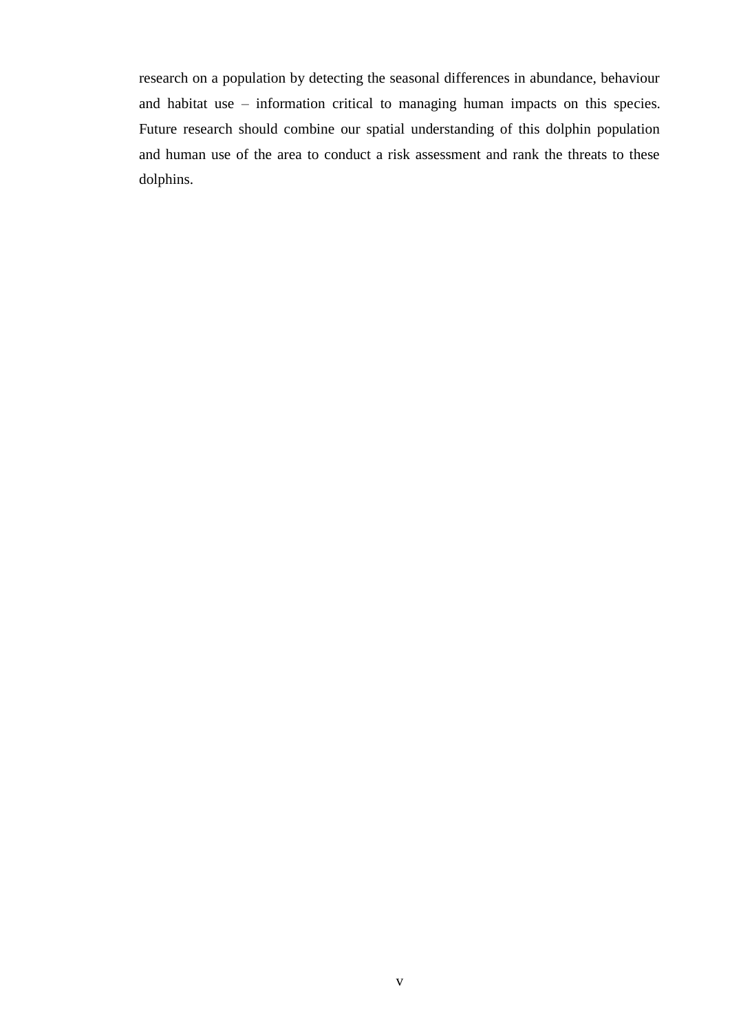research on a population by detecting the seasonal differences in abundance, behaviour and habitat use – information critical to managing human impacts on this species. Future research should combine our spatial understanding of this dolphin population and human use of the area to conduct a risk assessment and rank the threats to these dolphins.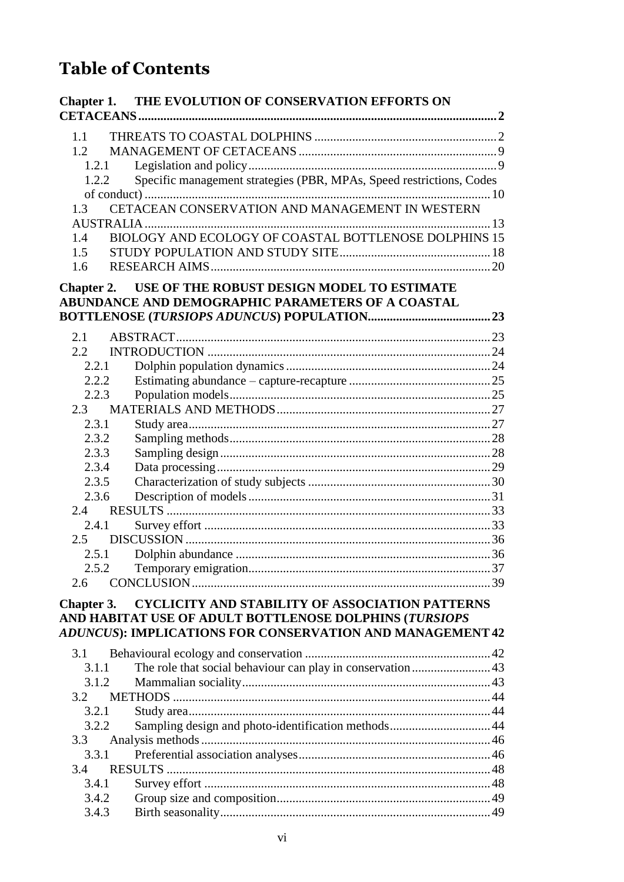# Table of Contents

**Chapter 1. THE EVOLUTION OF CONSERVATION EFFORTS ON CETACEANS ... 2**

- 1.1 THREATS TO COASTAL DOLPHINS ... 2
- 1.2 MANAGEMENT OF CETACEANS ... 9
  - 1.2.1 Legislation and policy ... 9
  - 1.2.2 Specific management strategies (PBR, MPAs, Speed restrictions, Codes of conduct) ... 10
- 1.3 CETACEAN CONSERVATION AND MANAGEMENT IN WESTERN AUSTRALIA ... 13
- 1.4 BIOLOGY AND ECOLOGY OF COASTAL BOTTLENOSE DOLPHINS 15
- 1.5 STUDY POPULATION AND STUDY SITE ... 18
- 1.6 RESEARCH AIMS ... 20

**Chapter 2. USE OF THE ROBUST DESIGN MODEL TO ESTIMATE ABUNDANCE AND DEMOGRAPHIC PARAMETERS OF A COASTAL BOTTLENOSE (*TURSIOPS ADUNCUS*) POPULATION ... 23**

- 2.1 ABSTRACT ... 23
- 2.2 INTRODUCTION ... 24
  - 2.2.1 Dolphin population dynamics ... 24
  - 2.2.2 Estimating abundance – capture-recapture ... 25
  - 2.2.3 Population models ... 25
- 2.3 MATERIALS AND METHODS ... 27
  - 2.3.1 Study area ... 27
  - 2.3.2 Sampling methods ... 28
  - 2.3.3 Sampling design ... 28
  - 2.3.4 Data processing ... 29
  - 2.3.5 Characterization of study subjects ... 30
  - 2.3.6 Description of models ... 31
- 2.4 RESULTS ... 33
  - 2.4.1 Survey effort ... 33
- 2.5 DISCUSSION ... 36
  - 2.5.1 Dolphin abundance ... 36
  - 2.5.2 Temporary emigration ... 37
- 2.6 CONCLUSION ... 39

**Chapter 3. CYCLICITY AND STABILITY OF ASSOCIATION PATTERNS AND HABITAT USE OF ADULT BOTTLENOSE DOLPHINS (*TURSIOPS ADUNCUS*): IMPLICATIONS FOR CONSERVATION AND MANAGEMENT 42**

- 3.1 Behavioural ecology and conservation ... 42
  - 3.1.1 The role that social behaviour can play in conservation ... 43
  - 3.1.2 Mammalian sociality ... 43
- 3.2 METHODS ... 44
  - 3.2.1 Study area ... 44
  - 3.2.2 Sampling design and photo-identification methods ... 44
- 3.3 Analysis methods ... 46
  - 3.3.1 Preferential association analyses ... 46
- 3.4 RESULTS ... 48
  - 3.4.1 Survey effort ... 48
  - 3.4.2 Group size and composition ... 49
  - 3.4.3 Birth seasonality ... 49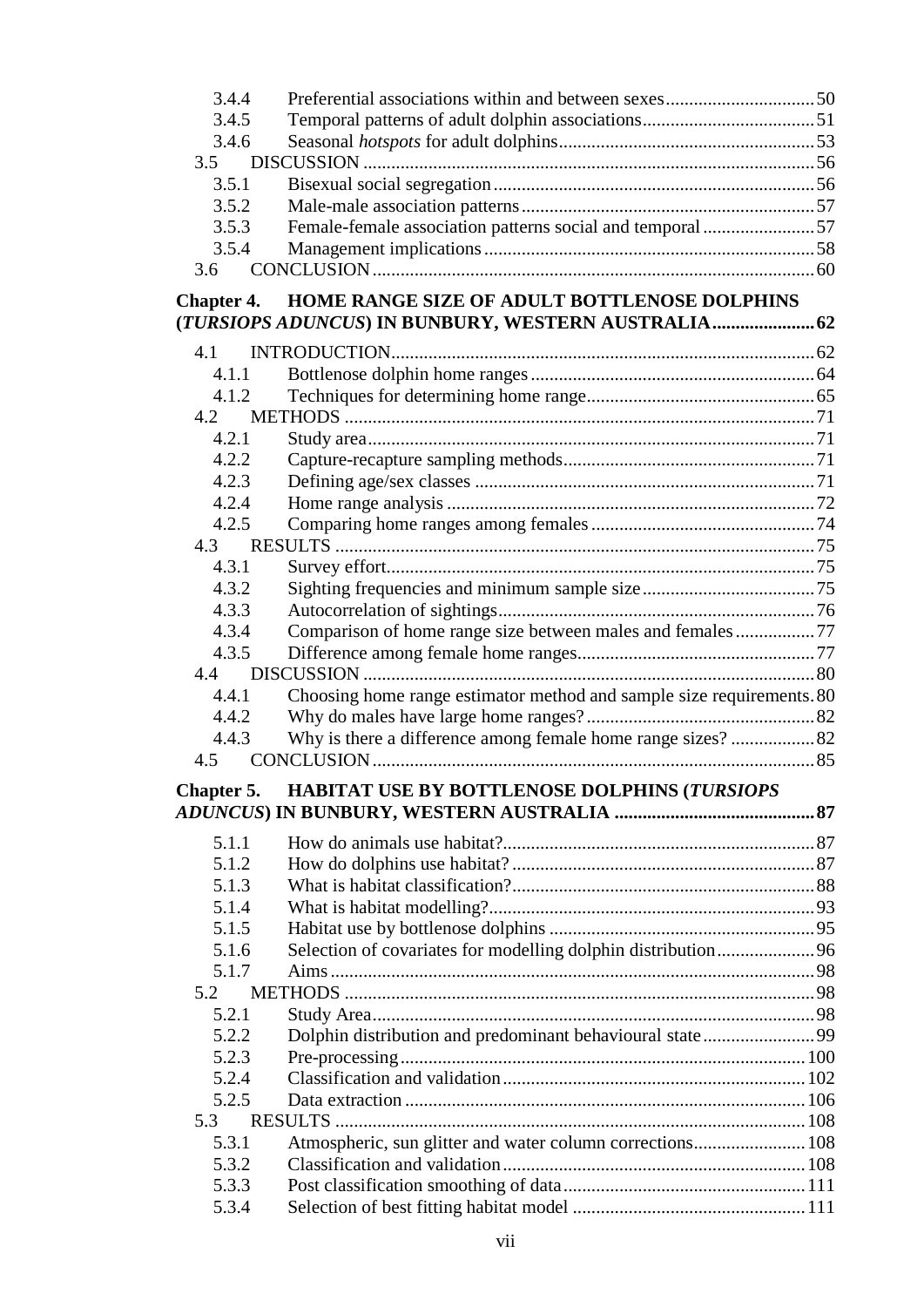| | | |
|---|---|---|
| 3.4.4 | Preferential associations within and between sexes | 50 |
| 3.4.5 | Temporal patterns of adult dolphin associations | 51 |
| 3.4.6 | Seasonal *hotspots* for adult dolphins | 53 |
| 3.5 | DISCUSSION | 56 |
| 3.5.1 | Bisexual social segregation | 56 |
| 3.5.2 | Male-male association patterns | 57 |
| 3.5.3 | Female-female association patterns social and temporal | 57 |
| 3.5.4 | Management implications | 58 |
| 3.6 | CONCLUSION | 60 |

**Chapter 4. HOME RANGE SIZE OF ADULT BOTTLENOSE DOLPHINS (*TURSIOPS ADUNCUS*) IN BUNBURY, WESTERN AUSTRALIA ...... 62**

| | | |
|---|---|---|
| 4.1 | INTRODUCTION | 62 |
| 4.1.1 | Bottlenose dolphin home ranges | 64 |
| 4.1.2 | Techniques for determining home range | 65 |
| 4.2 | METHODS | 71 |
| 4.2.1 | Study area | 71 |
| 4.2.2 | Capture-recapture sampling methods | 71 |
| 4.2.3 | Defining age/sex classes | 71 |
| 4.2.4 | Home range analysis | 72 |
| 4.2.5 | Comparing home ranges among females | 74 |
| 4.3 | RESULTS | 75 |
| 4.3.1 | Survey effort | 75 |
| 4.3.2 | Sighting frequencies and minimum sample size | 75 |
| 4.3.3 | Autocorrelation of sightings | 76 |
| 4.3.4 | Comparison of home range size between males and females | 77 |
| 4.3.5 | Difference among female home ranges | 77 |
| 4.4 | DISCUSSION | 80 |
| 4.4.1 | Choosing home range estimator method and sample size requirements | 80 |
| 4.4.2 | Why do males have large home ranges? | 82 |
| 4.4.3 | Why is there a difference among female home range sizes? | 82 |
| 4.5 | CONCLUSION | 85 |

**Chapter 5. HABITAT USE BY BOTTLENOSE DOLPHINS (*TURSIOPS ADUNCUS*) IN BUNBURY, WESTERN AUSTRALIA ...... 87**

| | | |
|---|---|---|
| 5.1.1 | How do animals use habitat? | 87 |
| 5.1.2 | How do dolphins use habitat? | 87 |
| 5.1.3 | What is habitat classification? | 88 |
| 5.1.4 | What is habitat modelling? | 93 |
| 5.1.5 | Habitat use by bottlenose dolphins | 95 |
| 5.1.6 | Selection of covariates for modelling dolphin distribution | 96 |
| 5.1.7 | Aims | 98 |
| 5.2 | METHODS | 98 |
| 5.2.1 | Study Area | 98 |
| 5.2.2 | Dolphin distribution and predominant behavioural state | 99 |
| 5.2.3 | Pre-processing | 100 |
| 5.2.4 | Classification and validation | 102 |
| 5.2.5 | Data extraction | 106 |
| 5.3 | RESULTS | 108 |
| 5.3.1 | Atmospheric, sun glitter and water column corrections | 108 |
| 5.3.2 | Classification and validation | 108 |
| 5.3.3 | Post classification smoothing of data | 111 |
| 5.3.4 | Selection of best fitting habitat model | 111 |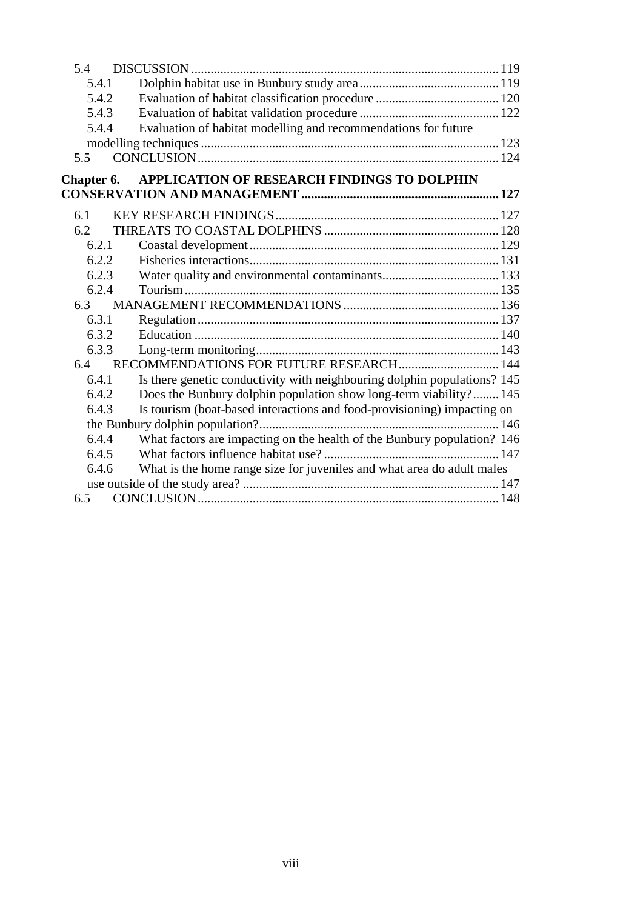5.4 DISCUSSION ..... 119
- 5.4.1 Dolphin habitat use in Bunbury study area ..... 119
- 5.4.2 Evaluation of habitat classification procedure ..... 120
- 5.4.3 Evaluation of habitat validation procedure ..... 122
- 5.4.4 Evaluation of habitat modelling and recommendations for future modelling techniques ..... 123

5.5 CONCLUSION ..... 124

**Chapter 6. APPLICATION OF RESEARCH FINDINGS TO DOLPHIN CONSERVATION AND MANAGEMENT ..... 127**

6.1 KEY RESEARCH FINDINGS ..... 127

6.2 THREATS TO COASTAL DOLPHINS ..... 128
- 6.2.1 Coastal development ..... 129
- 6.2.2 Fisheries interactions ..... 131
- 6.2.3 Water quality and environmental contaminants ..... 133
- 6.2.4 Tourism ..... 135

6.3 MANAGEMENT RECOMMENDATIONS ..... 136
- 6.3.1 Regulation ..... 137
- 6.3.2 Education ..... 140
- 6.3.3 Long-term monitoring ..... 143

6.4 RECOMMENDATIONS FOR FUTURE RESEARCH ..... 144
- 6.4.1 Is there genetic conductivity with neighbouring dolphin populations? 145
- 6.4.2 Does the Bunbury dolphin population show long-term viability? ..... 145
- 6.4.3 Is tourism (boat-based interactions and food-provisioning) impacting on the Bunbury dolphin population? ..... 146
- 6.4.4 What factors are impacting on the health of the Bunbury population? 146
- 6.4.5 What factors influence habitat use? ..... 147
- 6.4.6 What is the home range size for juveniles and what area do adult males use outside of the study area? ..... 147

6.5 CONCLUSION ..... 148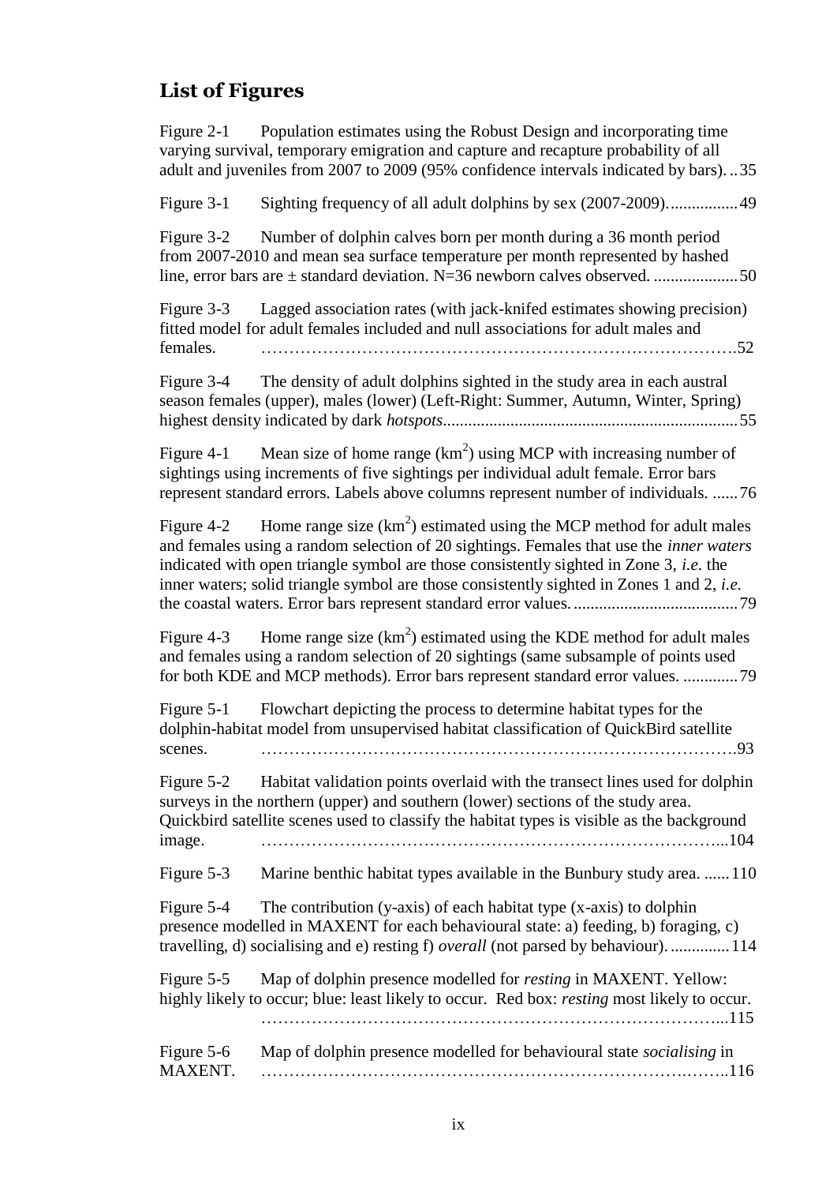## List of Figures

Figure 2-1 Population estimates using the Robust Design and incorporating time varying survival, temporary emigration and capture and recapture probability of all adult and juveniles from 2007 to 2009 (95% confidence intervals indicated by bars). .. 35

Figure 3-1 Sighting frequency of all adult dolphins by sex (2007-2009). ................ 49

Figure 3-2 Number of dolphin calves born per month during a 36 month period from 2007-2010 and mean sea surface temperature per month represented by hashed line, error bars are ± standard deviation. N=36 newborn calves observed. .................... 50

Figure 3-3 Lagged association rates (with jack-knifed estimates showing precision) fitted model for adult females included and null associations for adult males and females. ………………………………………………………………………….52

Figure 3-4 The density of adult dolphins sighted in the study area in each austral season females (upper), males (lower) (Left-Right: Summer, Autumn, Winter, Spring) highest density indicated by dark *hotspots*..................................................................... 55

Figure 4-1 Mean size of home range ($km^2$) using MCP with increasing number of sightings using increments of five sightings per individual adult female. Error bars represent standard errors. Labels above columns represent number of individuals. ...... 76

Figure 4-2 Home range size ($km^2$) estimated using the MCP method for adult males and females using a random selection of 20 sightings. Females that use the *inner waters* indicated with open triangle symbol are those consistently sighted in Zone 3, *i.e.* the inner waters; solid triangle symbol are those consistently sighted in Zones 1 and 2, *i.e.* the coastal waters. Error bars represent standard error values. ....................................... 79

Figure 4-3 Home range size ($km^2$) estimated using the KDE method for adult males and females using a random selection of 20 sightings (same subsample of points used for both KDE and MCP methods). Error bars represent standard error values. ............. 79

Figure 5-1 Flowchart depicting the process to determine habitat types for the dolphin-habitat model from unsupervised habitat classification of QuickBird satellite scenes. ………………………………………………………………………….93

Figure 5-2 Habitat validation points overlaid with the transect lines used for dolphin surveys in the northern (upper) and southern (lower) sections of the study area. Quickbird satellite scenes used to classify the habitat types is visible as the background image. ……………………………………………………………………...104

Figure 5-3 Marine benthic habitat types available in the Bunbury study area. ...... 110

Figure 5-4 The contribution (y-axis) of each habitat type (x-axis) to dolphin presence modelled in MAXENT for each behavioural state: a) feeding, b) foraging, c) travelling, d) socialising and e) resting f) *overall* (not parsed by behaviour). .............. 114

Figure 5-5 Map of dolphin presence modelled for *resting* in MAXENT. Yellow: highly likely to occur; blue: least likely to occur. Red box: *resting* most likely to occur. ……………………………………………………………………...115

Figure 5-6 Map of dolphin presence modelled for behavioural state *socialising* in MAXENT. …………………………………………………………………….……..116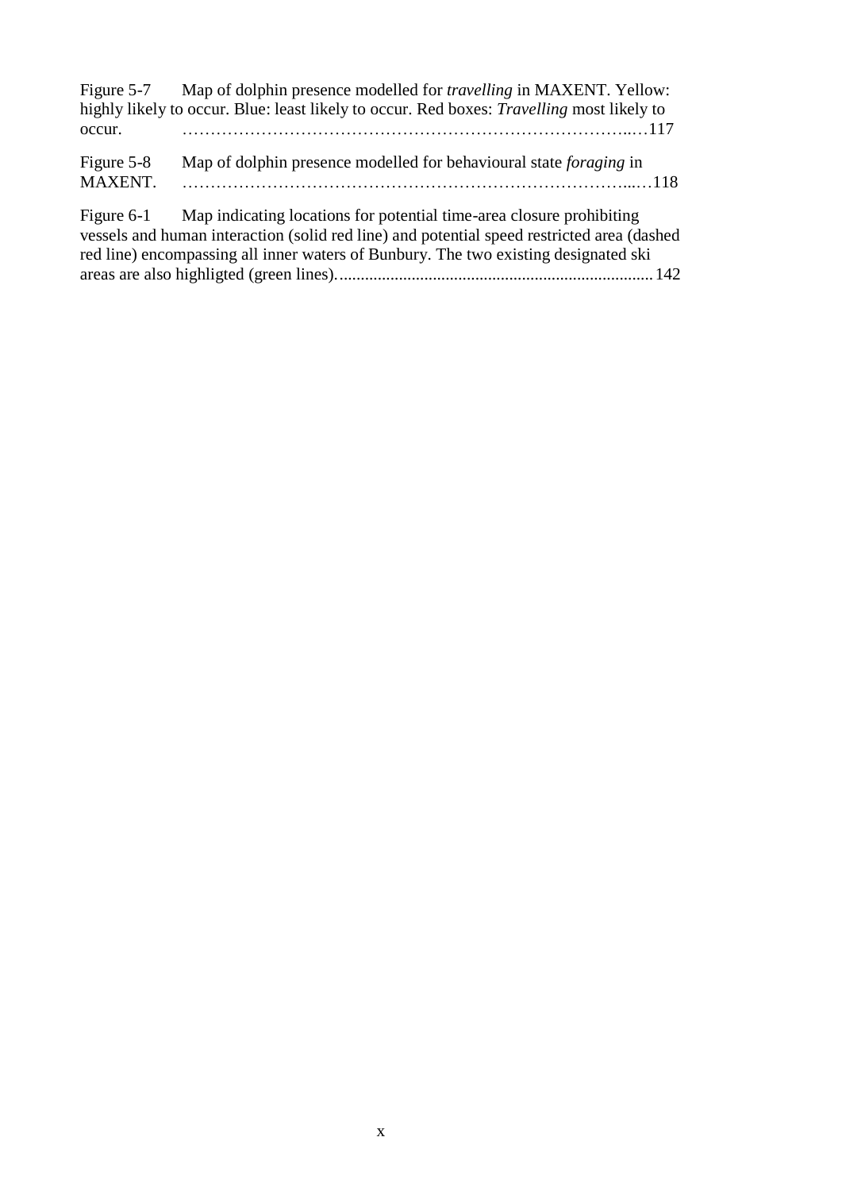Figure 5-7 Map of dolphin presence modelled for *travelling* in MAXENT. Yellow: highly likely to occur. Blue: least likely to occur. Red boxes: *Travelling* most likely to occur. ……………………………………………………………………..…117

Figure 5-8 Map of dolphin presence modelled for behavioural state *foraging* in MAXENT. ……………………………………………………………………...…118

Figure 6-1 Map indicating locations for potential time-area closure prohibiting vessels and human interaction (solid red line) and potential speed restricted area (dashed red line) encompassing all inner waters of Bunbury. The two existing designated ski areas are also highligted (green lines)..........................................................................142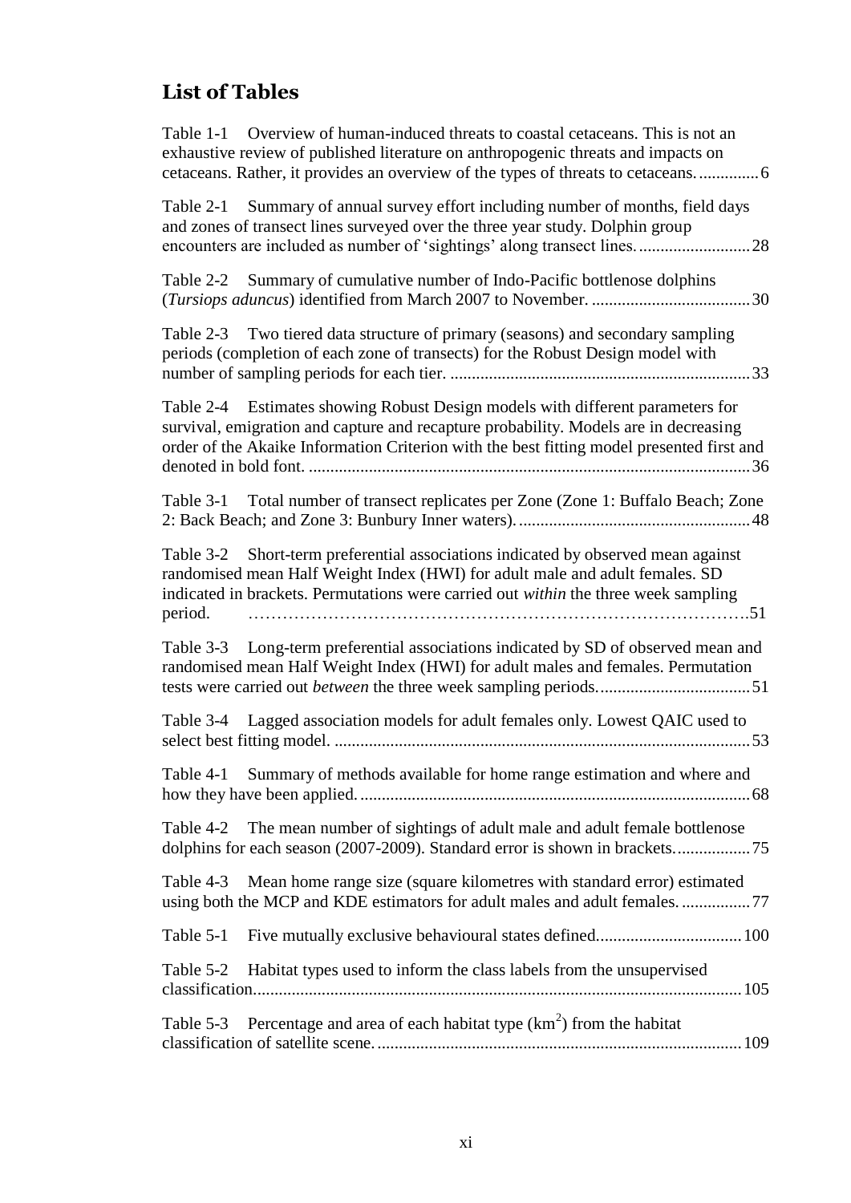## List of Tables

Table 1-1 Overview of human-induced threats to coastal cetaceans. This is not an exhaustive review of published literature on anthropogenic threats and impacts on cetaceans. Rather, it provides an overview of the types of threats to cetaceans. .............. 6

Table 2-1 Summary of annual survey effort including number of months, field days and zones of transect lines surveyed over the three year study. Dolphin group encounters are included as number of 'sightings' along transect lines. .......................... 28

Table 2-2 Summary of cumulative number of Indo-Pacific bottlenose dolphins (*Tursiops aduncus*) identified from March 2007 to November. ..................................... 30

Table 2-3 Two tiered data structure of primary (seasons) and secondary sampling periods (completion of each zone of transects) for the Robust Design model with number of sampling periods for each tier. ...................................................................... 33

Table 2-4 Estimates showing Robust Design models with different parameters for survival, emigration and capture and recapture probability. Models are in decreasing order of the Akaike Information Criterion with the best fitting model presented first and denoted in bold font. ...................................................................................................... 36

Table 3-1 Total number of transect replicates per Zone (Zone 1: Buffalo Beach; Zone 2: Back Beach; and Zone 3: Bunbury Inner waters). ...................................................... 48

Table 3-2 Short-term preferential associations indicated by observed mean against randomised mean Half Weight Index (HWI) for adult male and adult females. SD indicated in brackets. Permutations were carried out *within* the three week sampling period. ……………………………………………………………………………….51

Table 3-3 Long-term preferential associations indicated by SD of observed mean and randomised mean Half Weight Index (HWI) for adult males and females. Permutation tests were carried out *between* the three week sampling periods. ................................... 51

Table 3-4 Lagged association models for adult females only. Lowest QAIC used to select best fitting model. ................................................................................................. 53

Table 4-1 Summary of methods available for home range estimation and where and how they have been applied. .......................................................................................... 68

Table 4-2 The mean number of sightings of adult male and adult female bottlenose dolphins for each season (2007-2009). Standard error is shown in brackets. ................. 75

Table 4-3 Mean home range size (square kilometres with standard error) estimated using both the MCP and KDE estimators for adult males and adult females. ................ 77

Table 5-1 Five mutually exclusive behavioural states defined. ................................. 100

Table 5-2 Habitat types used to inform the class labels from the unsupervised classification. ................................................................................................................ 105

Table 5-3 Percentage and area of each habitat type ($km^2$) from the habitat classification of satellite scene. .................................................................................... 109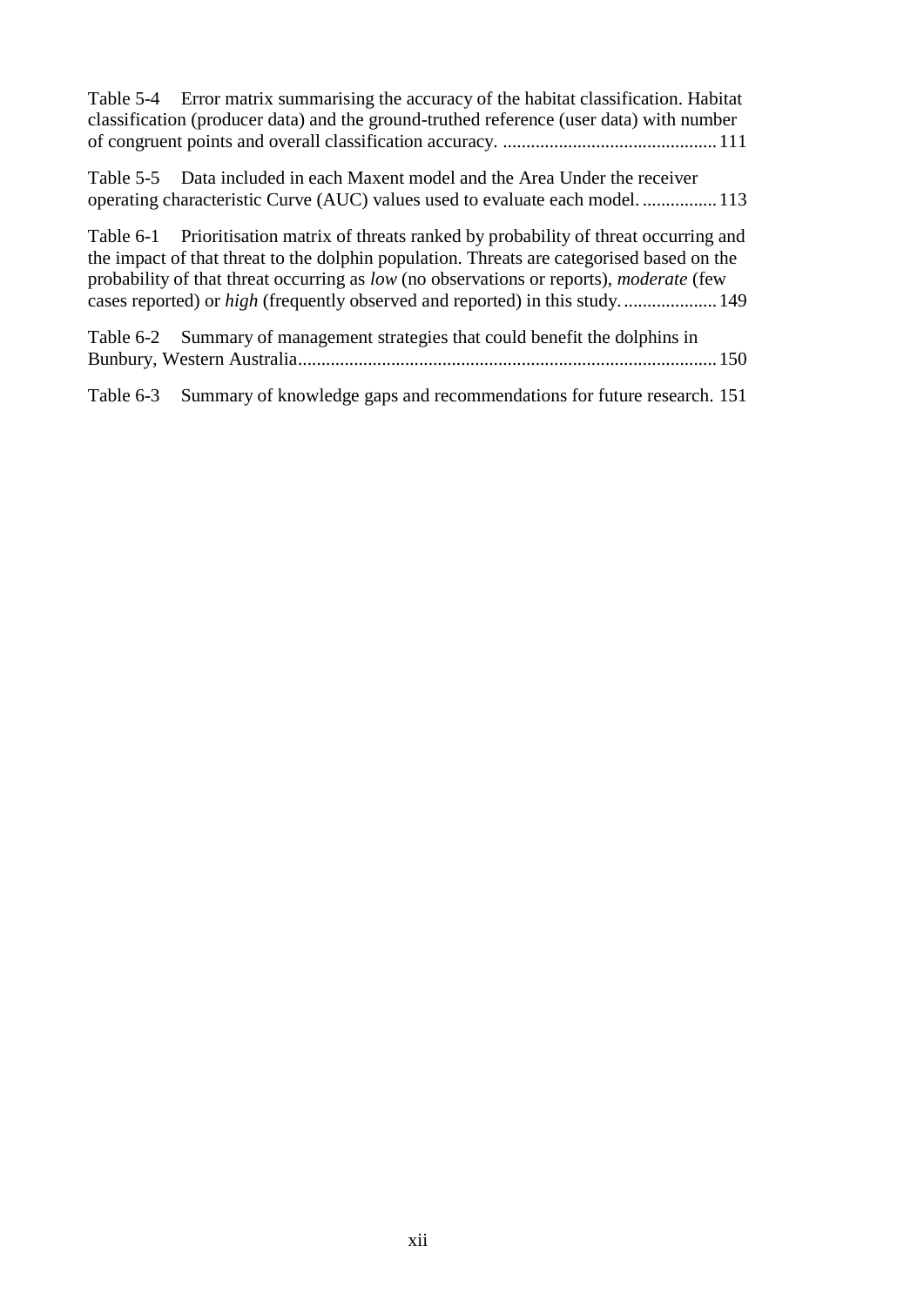Table 5-4 Error matrix summarising the accuracy of the habitat classification. Habitat classification (producer data) and the ground-truthed reference (user data) with number of congruent points and overall classification accuracy. .............................................. 111

Table 5-5 Data included in each Maxent model and the Area Under the receiver operating characteristic Curve (AUC) values used to evaluate each model. ................ 113

Table 6-1 Prioritisation matrix of threats ranked by probability of threat occurring and the impact of that threat to the dolphin population. Threats are categorised based on the probability of that threat occurring as *low* (no observations or reports), *moderate* (few cases reported) or *high* (frequently observed and reported) in this study. .................... 149

Table 6-2 Summary of management strategies that could benefit the dolphins in Bunbury, Western Australia.......................................................................................... 150

Table 6-3 Summary of knowledge gaps and recommendations for future research. 151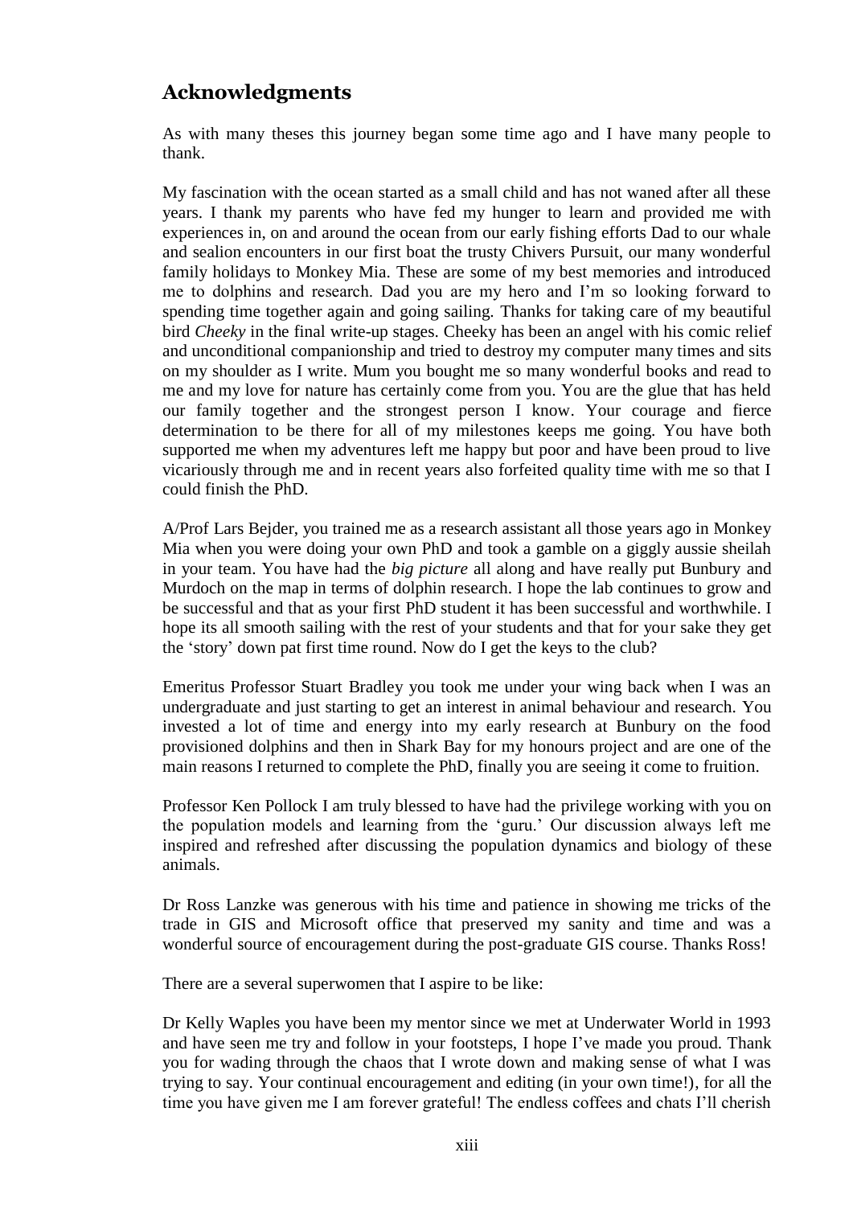## Acknowledgments

As with many theses this journey began some time ago and I have many people to thank.

My fascination with the ocean started as a small child and has not waned after all these years. I thank my parents who have fed my hunger to learn and provided me with experiences in, on and around the ocean from our early fishing efforts Dad to our whale and sealion encounters in our first boat the trusty Chivers Pursuit, our many wonderful family holidays to Monkey Mia. These are some of my best memories and introduced me to dolphins and research. Dad you are my hero and I'm so looking forward to spending time together again and going sailing. Thanks for taking care of my beautiful bird *Cheeky* in the final write-up stages. Cheeky has been an angel with his comic relief and unconditional companionship and tried to destroy my computer many times and sits on my shoulder as I write. Mum you bought me so many wonderful books and read to me and my love for nature has certainly come from you. You are the glue that has held our family together and the strongest person I know. Your courage and fierce determination to be there for all of my milestones keeps me going. You have both supported me when my adventures left me happy but poor and have been proud to live vicariously through me and in recent years also forfeited quality time with me so that I could finish the PhD.

A/Prof Lars Bejder, you trained me as a research assistant all those years ago in Monkey Mia when you were doing your own PhD and took a gamble on a giggly aussie sheilah in your team. You have had the *big picture* all along and have really put Bunbury and Murdoch on the map in terms of dolphin research. I hope the lab continues to grow and be successful and that as your first PhD student it has been successful and worthwhile. I hope its all smooth sailing with the rest of your students and that for your sake they get the 'story' down pat first time round. Now do I get the keys to the club?

Emeritus Professor Stuart Bradley you took me under your wing back when I was an undergraduate and just starting to get an interest in animal behaviour and research. You invested a lot of time and energy into my early research at Bunbury on the food provisioned dolphins and then in Shark Bay for my honours project and are one of the main reasons I returned to complete the PhD, finally you are seeing it come to fruition.

Professor Ken Pollock I am truly blessed to have had the privilege working with you on the population models and learning from the 'guru.' Our discussion always left me inspired and refreshed after discussing the population dynamics and biology of these animals.

Dr Ross Lanzke was generous with his time and patience in showing me tricks of the trade in GIS and Microsoft office that preserved my sanity and time and was a wonderful source of encouragement during the post-graduate GIS course. Thanks Ross!

There are a several superwomen that I aspire to be like:

Dr Kelly Waples you have been my mentor since we met at Underwater World in 1993 and have seen me try and follow in your footsteps, I hope I've made you proud. Thank you for wading through the chaos that I wrote down and making sense of what I was trying to say. Your continual encouragement and editing (in your own time!), for all the time you have given me I am forever grateful! The endless coffees and chats I'll cherish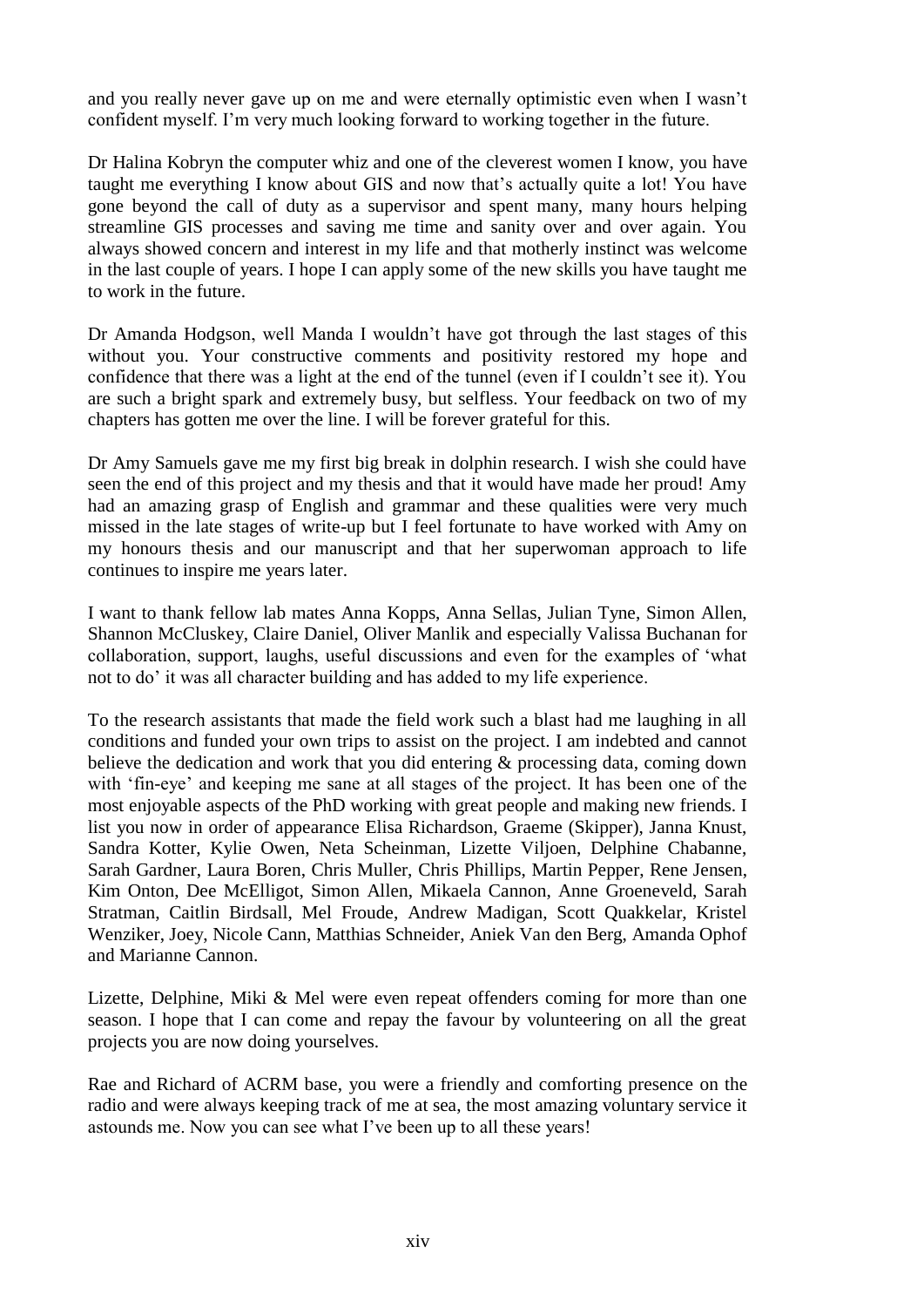and you really never gave up on me and were eternally optimistic even when I wasn't confident myself. I'm very much looking forward to working together in the future.

Dr Halina Kobryn the computer whiz and one of the cleverest women I know, you have taught me everything I know about GIS and now that's actually quite a lot! You have gone beyond the call of duty as a supervisor and spent many, many hours helping streamline GIS processes and saving me time and sanity over and over again. You always showed concern and interest in my life and that motherly instinct was welcome in the last couple of years. I hope I can apply some of the new skills you have taught me to work in the future.

Dr Amanda Hodgson, well Manda I wouldn't have got through the last stages of this without you. Your constructive comments and positivity restored my hope and confidence that there was a light at the end of the tunnel (even if I couldn't see it). You are such a bright spark and extremely busy, but selfless. Your feedback on two of my chapters has gotten me over the line. I will be forever grateful for this.

Dr Amy Samuels gave me my first big break in dolphin research. I wish she could have seen the end of this project and my thesis and that it would have made her proud! Amy had an amazing grasp of English and grammar and these qualities were very much missed in the late stages of write-up but I feel fortunate to have worked with Amy on my honours thesis and our manuscript and that her superwoman approach to life continues to inspire me years later.

I want to thank fellow lab mates Anna Kopps, Anna Sellas, Julian Tyne, Simon Allen, Shannon McCluskey, Claire Daniel, Oliver Manlik and especially Valissa Buchanan for collaboration, support, laughs, useful discussions and even for the examples of 'what not to do' it was all character building and has added to my life experience.

To the research assistants that made the field work such a blast had me laughing in all conditions and funded your own trips to assist on the project. I am indebted and cannot believe the dedication and work that you did entering & processing data, coming down with 'fin-eye' and keeping me sane at all stages of the project. It has been one of the most enjoyable aspects of the PhD working with great people and making new friends. I list you now in order of appearance Elisa Richardson, Graeme (Skipper), Janna Knust, Sandra Kotter, Kylie Owen, Neta Scheinman, Lizette Viljoen, Delphine Chabanne, Sarah Gardner, Laura Boren, Chris Muller, Chris Phillips, Martin Pepper, Rene Jensen, Kim Onton, Dee McElligot, Simon Allen, Mikaela Cannon, Anne Groeneveld, Sarah Stratman, Caitlin Birdsall, Mel Froude, Andrew Madigan, Scott Quakkelar, Kristel Wenziker, Joey, Nicole Cann, Matthias Schneider, Aniek Van den Berg, Amanda Ophof and Marianne Cannon.

Lizette, Delphine, Miki & Mel were even repeat offenders coming for more than one season. I hope that I can come and repay the favour by volunteering on all the great projects you are now doing yourselves.

Rae and Richard of ACRM base, you were a friendly and comforting presence on the radio and were always keeping track of me at sea, the most amazing voluntary service it astounds me. Now you can see what I've been up to all these years!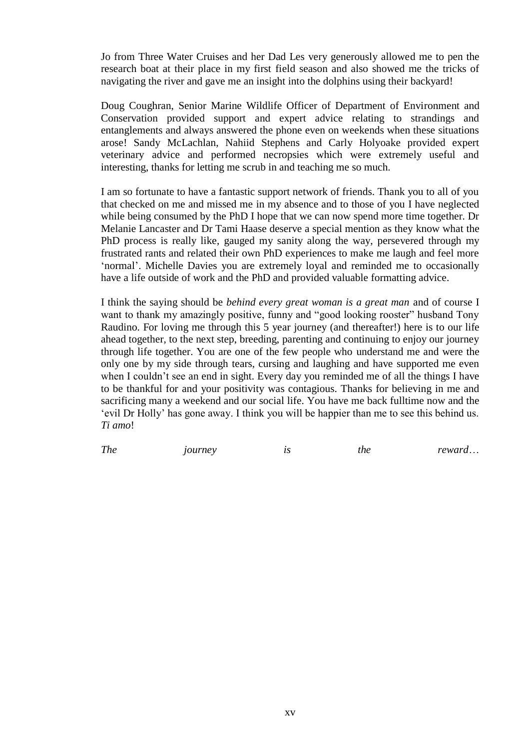Jo from Three Water Cruises and her Dad Les very generously allowed me to pen the research boat at their place in my first field season and also showed me the tricks of navigating the river and gave me an insight into the dolphins using their backyard!

Doug Coughran, Senior Marine Wildlife Officer of Department of Environment and Conservation provided support and expert advice relating to strandings and entanglements and always answered the phone even on weekends when these situations arose! Sandy McLachlan, Nahiid Stephens and Carly Holyoake provided expert veterinary advice and performed necropsies which were extremely useful and interesting, thanks for letting me scrub in and teaching me so much.

I am so fortunate to have a fantastic support network of friends. Thank you to all of you that checked on me and missed me in my absence and to those of you I have neglected while being consumed by the PhD I hope that we can now spend more time together. Dr Melanie Lancaster and Dr Tami Haase deserve a special mention as they know what the PhD process is really like, gauged my sanity along the way, persevered through my frustrated rants and related their own PhD experiences to make me laugh and feel more 'normal'. Michelle Davies you are extremely loyal and reminded me to occasionally have a life outside of work and the PhD and provided valuable formatting advice.

I think the saying should be *behind every great woman is a great man* and of course I want to thank my amazingly positive, funny and "good looking rooster" husband Tony Raudino. For loving me through this 5 year journey (and thereafter!) here is to our life ahead together, to the next step, breeding, parenting and continuing to enjoy our journey through life together. You are one of the few people who understand me and were the only one by my side through tears, cursing and laughing and have supported me even when I couldn't see an end in sight. Every day you reminded me of all the things I have to be thankful for and your positivity was contagious. Thanks for believing in me and sacrificing many a weekend and our social life. You have me back fulltime now and the 'evil Dr Holly' has gone away. I think you will be happier than me to see this behind us. *Ti amo*!

*The journey is the reward…*